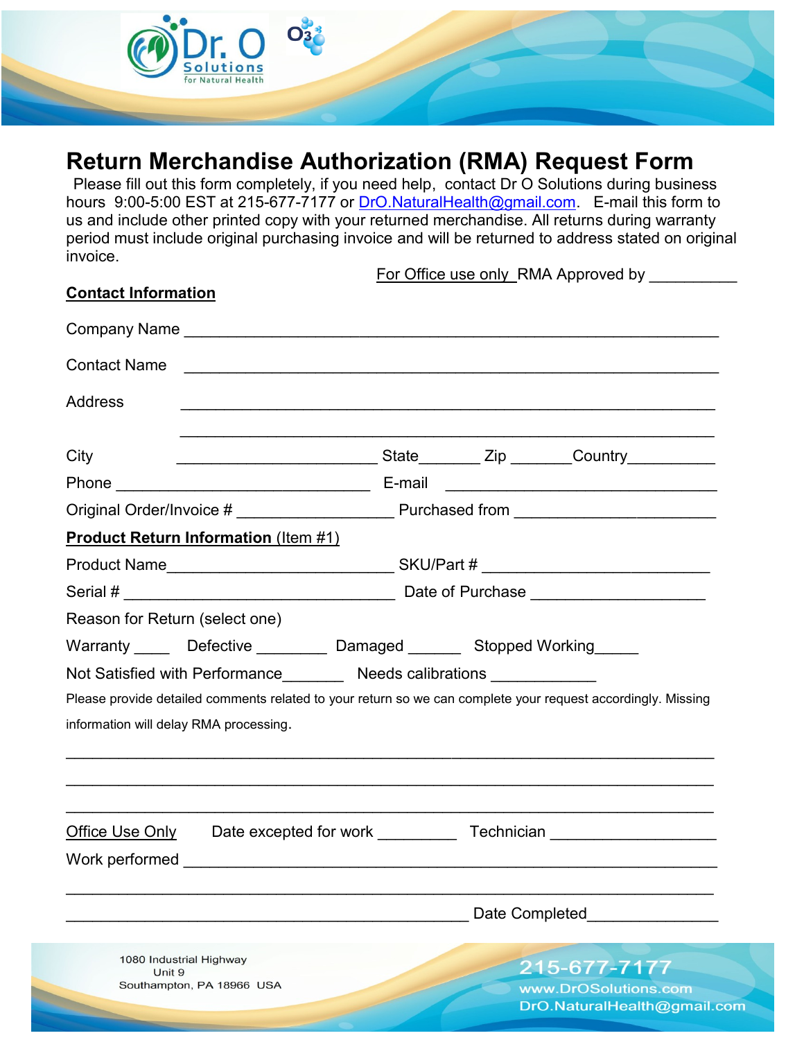# Return Merchandise Authorization (RMA) Request Form

Please fill out this form completely, if you need help, contact Dr O Solutions during business hours 9:00-5:00 EST at 215-677-7177 or DrO.NaturalHealth@gmail.com. E-mail this form to us and include other printed copy with your returned merchandise. All returns during warranty period must include original purchasing invoice and will be returned to address stated on original invoice.

For Office use only RMA Approved by __________

**Contact Information**

Company Name ____________________________________________________________

Contact Name ____________________________________________________________

Address ____________________________________________________________

____________________________________________________________

City ______________________ State_______ Zip _______Country__________

Phone _____________________________ E-mail _______________________________

Original Order/Invoice # _________________ Purchased from ______________________

**Product Return Information** (Item #1)

Product Name_________________________ SKU/Part # _________________________

Serial # ______________________________ Date of Purchase ___________________

Reason for Return (select one)

Warranty ____ Defective ________ Damaged ______ Stopped Working_____

Not Satisfied with Performance_______ Needs calibrations ___________

Please provide detailed comments related to your return so we can complete your request accordingly. Missing information will delay RMA processing.

______________________________________________________________________

______________________________________________________________________

______________________________________________________________________

Office Use Only Date excepted for work _________ Technician __________________

Work performed ________________________________________________________

______________________________________________________________________

_____________________________________________ Date Completed______________

1080 Industrial Highway
Unit 9
Southampton, PA 18966 USA

215-677-7177
www.DrOSolutions.com
DrO.NaturalHealth@gmail.com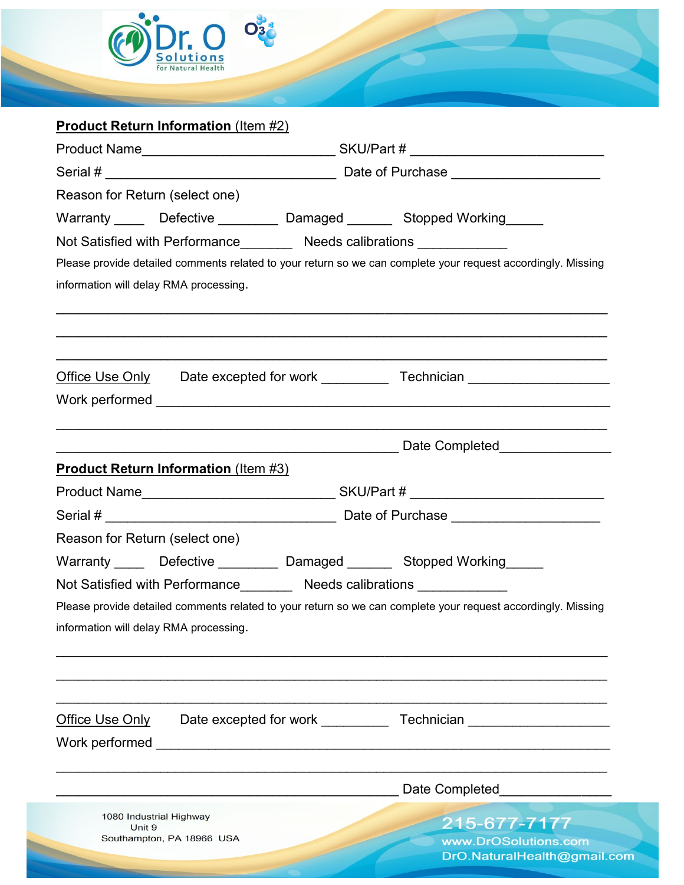**Product Return Information** (Item #2)

Product Name__________________________ SKU/Part # __________________________

Serial # _______________________________ Date of Purchase ____________________

Reason for Return (select one)

Warranty ____ Defective ________ Damaged ______ Stopped Working_____

Not Satisfied with Performance_______ Needs calibrations ____________

Please provide detailed comments related to your return so we can complete your request accordingly. Missing information will delay RMA processing.

___________________________________________________________________________

___________________________________________________________________________

___________________________________________________________________________

Office Use Only Date excepted for work _________ Technician ___________________

Work performed ____________________________________________________________

___________________________________________________________________________

_______________________________________________ Date Completed_______________

**Product Return Information** (Item #3)

Product Name__________________________ SKU/Part # __________________________

Serial # _______________________________ Date of Purchase ____________________

Reason for Return (select one)

Warranty ____ Defective ________ Damaged ______ Stopped Working_____

Not Satisfied with Performance_______ Needs calibrations ____________

Please provide detailed comments related to your return so we can complete your request accordingly. Missing information will delay RMA processing.

___________________________________________________________________________

___________________________________________________________________________

___________________________________________________________________________

Office Use Only Date excepted for work _________ Technician ___________________

Work performed ____________________________________________________________

___________________________________________________________________________

_______________________________________________ Date Completed_______________